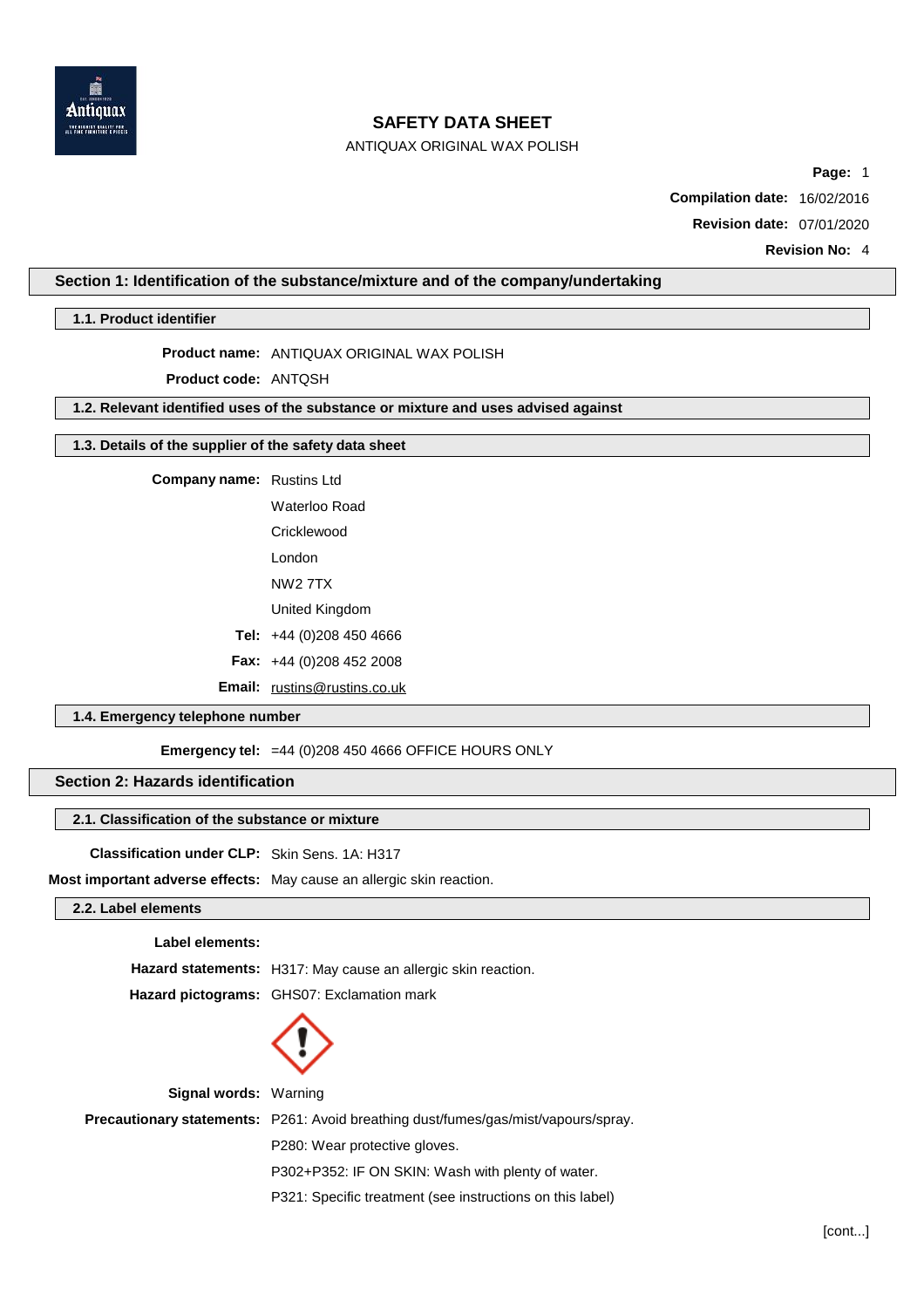# SAFETY DATA SHEET

ANTIQUAX ORIGINAL WAX POLISH

**Page:** 1

**Compilation date:** 16/02/2016

**Revision date:** 07/01/2020

**Revision No:** 4

## Section 1: Identification of the substance/mixture and of the company/undertaking

### 1.1. Product identifier

**Product name:** ANTIQUAX ORIGINAL WAX POLISH

**Product code:** ANTQSH

### 1.2. Relevant identified uses of the substance or mixture and uses advised against

### 1.3. Details of the supplier of the safety data sheet

**Company name:** Rustins Ltd

Waterloo Road

Cricklewood

London

NW2 7TX

United Kingdom

**Tel:** +44 (0)208 450 4666

**Fax:** +44 (0)208 452 2008

**Email:** rustins@rustins.co.uk

### 1.4. Emergency telephone number

**Emergency tel:** =44 (0)208 450 4666 OFFICE HOURS ONLY

## Section 2: Hazards identification

### 2.1. Classification of the substance or mixture

**Classification under CLP:** Skin Sens. 1A: H317

**Most important adverse effects:** May cause an allergic skin reaction.

### 2.2. Label elements

**Label elements:**

**Hazard statements:** H317: May cause an allergic skin reaction.

**Hazard pictograms:** GHS07: Exclamation mark

**Signal words:** Warning

**Precautionary statements:** P261: Avoid breathing dust/fumes/gas/mist/vapours/spray.

P280: Wear protective gloves.

P302+P352: IF ON SKIN: Wash with plenty of water.

P321: Specific treatment (see instructions on this label)

[cont...]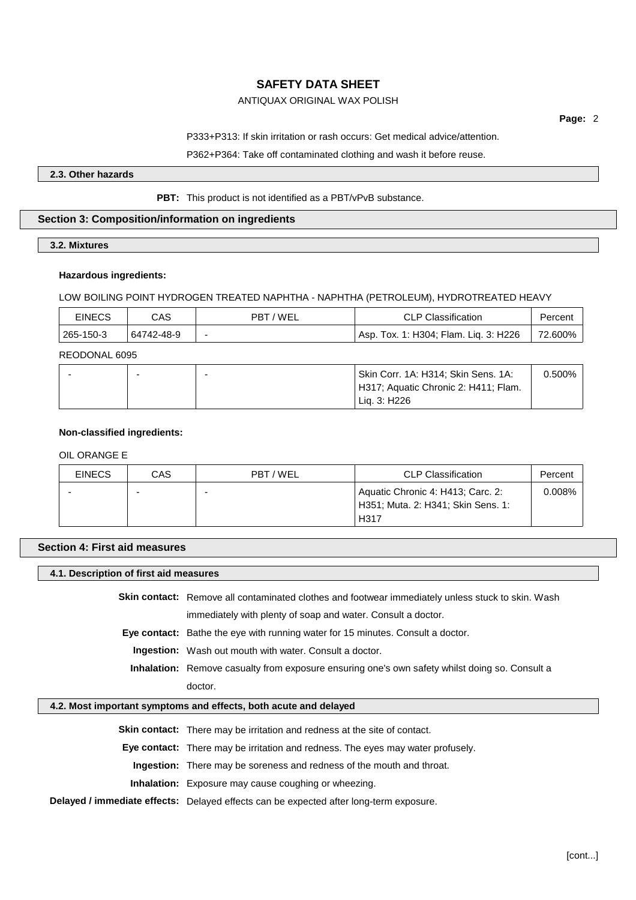P333+P313: If skin irritation or rash occurs: Get medical advice/attention.

P362+P364: Take off contaminated clothing and wash it before reuse.

### 2.3. Other hazards

**PBT:** This product is not identified as a PBT/vPvB substance.

## Section 3: Composition/information on ingredients

### 3.2. Mixtures

**Hazardous ingredients:**

LOW BOILING POINT HYDROGEN TREATED NAPHTHA - NAPHTHA (PETROLEUM), HYDROTREATED HEAVY

| EINECS | CAS | PBT / WEL | CLP Classification | Percent |
|---|---|---|---|---|
| 265-150-3 | 64742-48-9 | - | Asp. Tox. 1: H304; Flam. Liq. 3: H226 | 72.600% |

REODONAL 6095

| EINECS | CAS | PBT / WEL | CLP Classification | Percent |
|---|---|---|---|---|
| - | - | - | Skin Corr. 1A: H314; Skin Sens. 1A: H317; Aquatic Chronic 2: H411; Flam. Liq. 3: H226 | 0.500% |

**Non-classified ingredients:**

OIL ORANGE E

| EINECS | CAS | PBT / WEL | CLP Classification | Percent |
|---|---|---|---|---|
| - | - | - | Aquatic Chronic 4: H413; Carc. 2: H351; Muta. 2: H341; Skin Sens. 1: H317 | 0.008% |

## Section 4: First aid measures

### 4.1. Description of first aid measures

**Skin contact:** Remove all contaminated clothes and footwear immediately unless stuck to skin. Wash immediately with plenty of soap and water. Consult a doctor.

**Eye contact:** Bathe the eye with running water for 15 minutes. Consult a doctor.

**Ingestion:** Wash out mouth with water. Consult a doctor.

**Inhalation:** Remove casualty from exposure ensuring one's own safety whilst doing so. Consult a doctor.

### 4.2. Most important symptoms and effects, both acute and delayed

**Skin contact:** There may be irritation and redness at the site of contact.

**Eye contact:** There may be irritation and redness. The eyes may water profusely.

**Ingestion:** There may be soreness and redness of the mouth and throat.

**Inhalation:** Exposure may cause coughing or wheezing.

**Delayed / immediate effects:** Delayed effects can be expected after long-term exposure.

[cont...]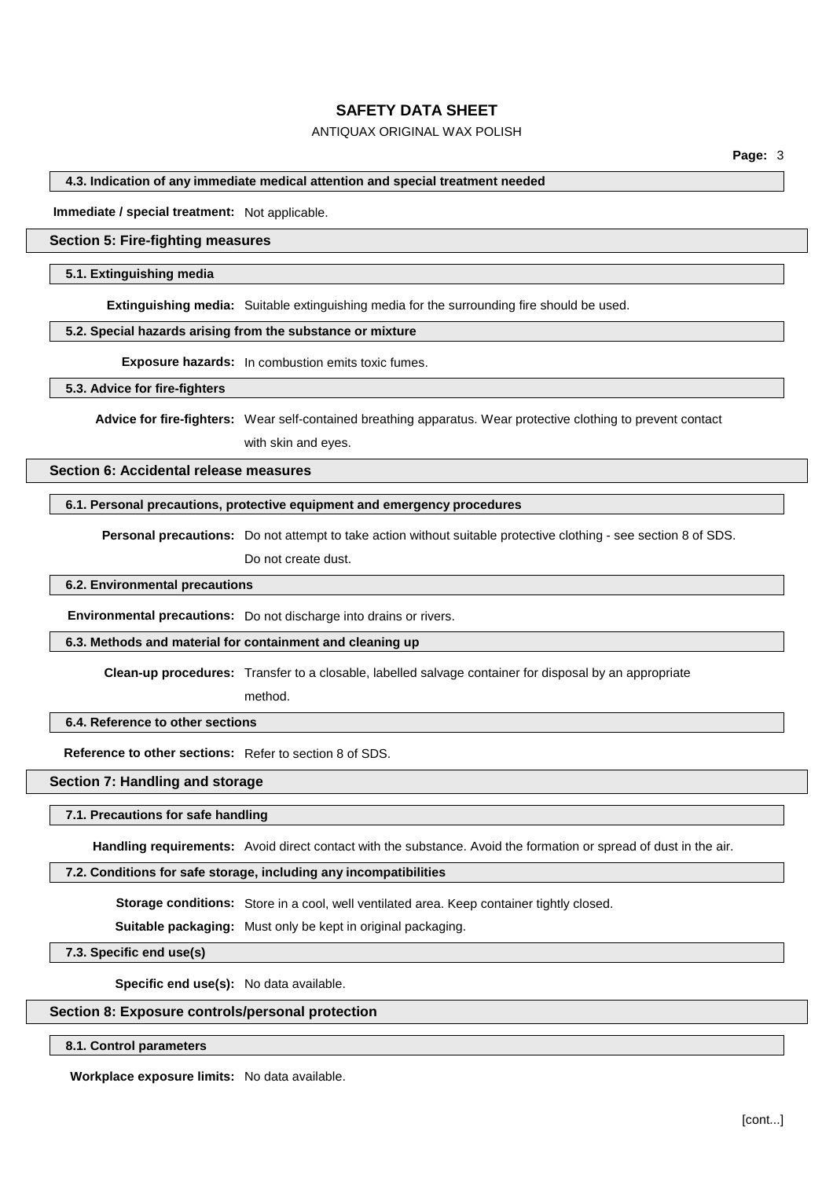#### 4.3. Indication of any immediate medical attention and special treatment needed

**Immediate / special treatment:** Not applicable.

## Section 5: Fire-fighting measures

#### 5.1. Extinguishing media

**Extinguishing media:** Suitable extinguishing media for the surrounding fire should be used.

#### 5.2. Special hazards arising from the substance or mixture

**Exposure hazards:** In combustion emits toxic fumes.

#### 5.3. Advice for fire-fighters

**Advice for fire-fighters:** Wear self-contained breathing apparatus. Wear protective clothing to prevent contact with skin and eyes.

## Section 6: Accidental release measures

#### 6.1. Personal precautions, protective equipment and emergency procedures

**Personal precautions:** Do not attempt to take action without suitable protective clothing - see section 8 of SDS. Do not create dust.

#### 6.2. Environmental precautions

**Environmental precautions:** Do not discharge into drains or rivers.

#### 6.3. Methods and material for containment and cleaning up

**Clean-up procedures:** Transfer to a closable, labelled salvage container for disposal by an appropriate method.

#### 6.4. Reference to other sections

**Reference to other sections:** Refer to section 8 of SDS.

## Section 7: Handling and storage

#### 7.1. Precautions for safe handling

**Handling requirements:** Avoid direct contact with the substance. Avoid the formation or spread of dust in the air.

#### 7.2. Conditions for safe storage, including any incompatibilities

**Storage conditions:** Store in a cool, well ventilated area. Keep container tightly closed.

**Suitable packaging:** Must only be kept in original packaging.

#### 7.3. Specific end use(s)

**Specific end use(s):** No data available.

## Section 8: Exposure controls/personal protection

#### 8.1. Control parameters

**Workplace exposure limits:** No data available.

[cont...]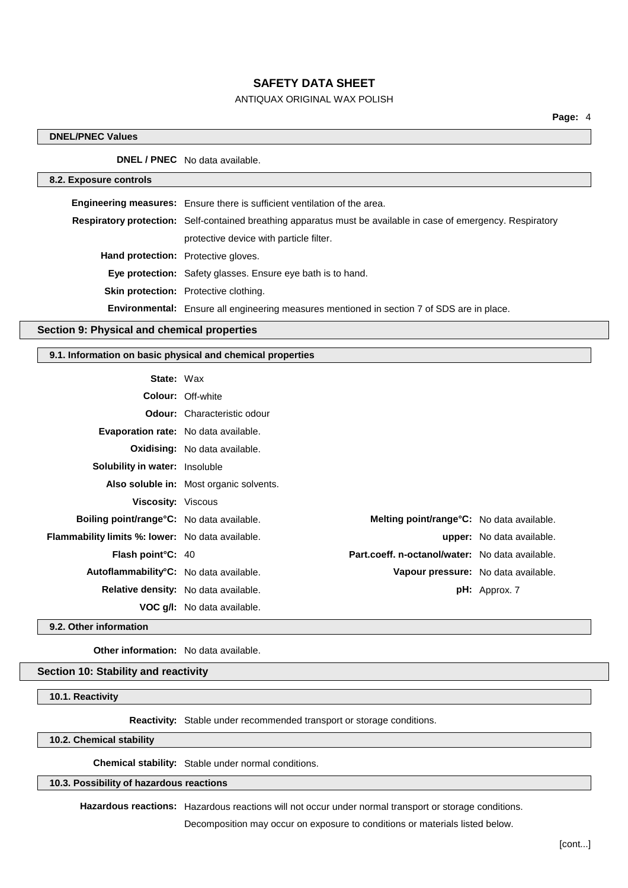#### DNEL/PNEC Values

**DNEL / PNEC** No data available.

#### 8.2. Exposure controls

**Engineering measures:** Ensure there is sufficient ventilation of the area.

**Respiratory protection:** Self-contained breathing apparatus must be available in case of emergency. Respiratory protective device with particle filter.

**Hand protection:** Protective gloves.

**Eye protection:** Safety glasses. Ensure eye bath is to hand.

**Skin protection:** Protective clothing.

**Environmental:** Ensure all engineering measures mentioned in section 7 of SDS are in place.

## Section 9: Physical and chemical properties

#### 9.1. Information on basic physical and chemical properties

**State:** Wax

**Colour:** Off-white

**Odour:** Characteristic odour

**Evaporation rate:** No data available.

**Oxidising:** No data available.

**Solubility in water:** Insoluble

**Also soluble in:** Most organic solvents.

**Viscosity:** Viscous

| | | | |
|---|---|---|---|
| **Boiling point/range°C:** | No data available. | **Melting point/range°C:** | No data available. |
| **Flammability limits %: lower:** | No data available. | **upper:** | No data available. |
| **Flash point°C:** | 40 | **Part.coeff. n-octanol/water:** | No data available. |
| **Autoflammability°C:** | No data available. | **Vapour pressure:** | No data available. |
| **Relative density:** | No data available. | **pH:** | Approx. 7 |
| **VOC g/l:** | No data available. | | |

#### 9.2. Other information

**Other information:** No data available.

## Section 10: Stability and reactivity

#### 10.1. Reactivity

**Reactivity:** Stable under recommended transport or storage conditions.

#### 10.2. Chemical stability

**Chemical stability:** Stable under normal conditions.

#### 10.3. Possibility of hazardous reactions

**Hazardous reactions:** Hazardous reactions will not occur under normal transport or storage conditions. Decomposition may occur on exposure to conditions or materials listed below.

[cont...]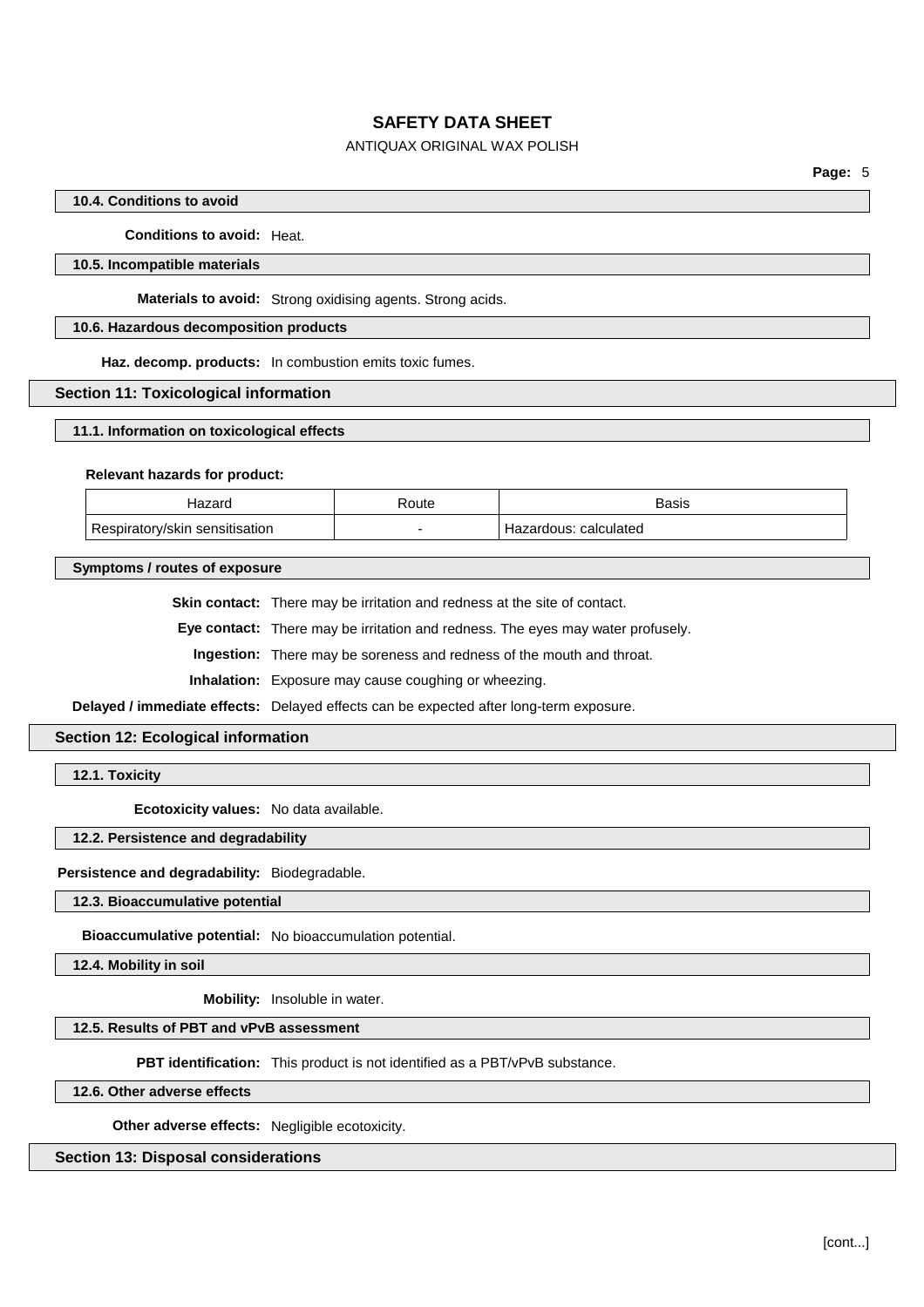#### 10.4. Conditions to avoid

**Conditions to avoid:** Heat.

#### 10.5. Incompatible materials

**Materials to avoid:** Strong oxidising agents. Strong acids.

#### 10.6. Hazardous decomposition products

**Haz. decomp. products:** In combustion emits toxic fumes.

### Section 11: Toxicological information

#### 11.1. Information on toxicological effects

**Relevant hazards for product:**

| Hazard | Route | Basis |
|---|---|---|
| Respiratory/skin sensitisation | - | Hazardous: calculated |

#### Symptoms / routes of exposure

**Skin contact:** There may be irritation and redness at the site of contact.

**Eye contact:** There may be irritation and redness. The eyes may water profusely.

**Ingestion:** There may be soreness and redness of the mouth and throat.

**Inhalation:** Exposure may cause coughing or wheezing.

**Delayed / immediate effects:** Delayed effects can be expected after long-term exposure.

### Section 12: Ecological information

#### 12.1. Toxicity

**Ecotoxicity values:** No data available.

#### 12.2. Persistence and degradability

**Persistence and degradability:** Biodegradable.

#### 12.3. Bioaccumulative potential

**Bioaccumulative potential:** No bioaccumulation potential.

#### 12.4. Mobility in soil

**Mobility:** Insoluble in water.

#### 12.5. Results of PBT and vPvB assessment

**PBT identification:** This product is not identified as a PBT/vPvB substance.

#### 12.6. Other adverse effects

**Other adverse effects:** Negligible ecotoxicity.

### Section 13: Disposal considerations

[cont...]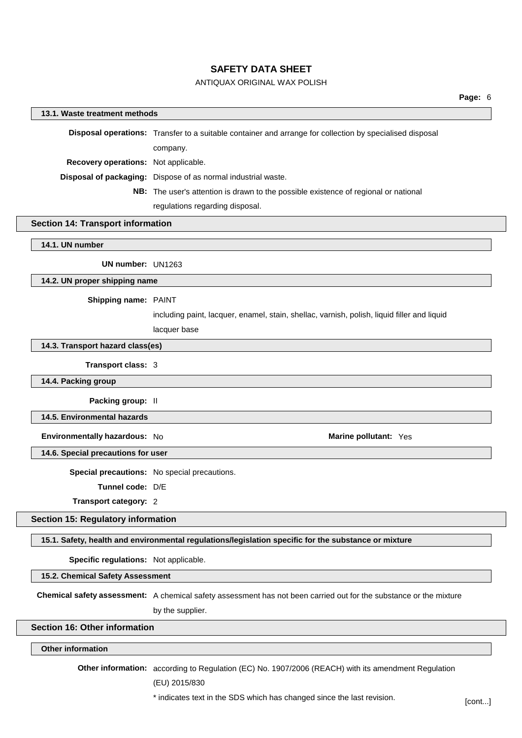### 13.1. Waste treatment methods

**Disposal operations:** Transfer to a suitable container and arrange for collection by specialised disposal company.

**Recovery operations:** Not applicable.

**Disposal of packaging:** Dispose of as normal industrial waste.

**NB:** The user's attention is drawn to the possible existence of regional or national regulations regarding disposal.

## Section 14: Transport information

### 14.1. UN number

**UN number:** UN1263

### 14.2. UN proper shipping name

**Shipping name:** PAINT
including paint, lacquer, enamel, stain, shellac, varnish, polish, liquid filler and liquid lacquer base

### 14.3. Transport hazard class(es)

**Transport class:** 3

### 14.4. Packing group

**Packing group:** II

### 14.5. Environmental hazards

**Environmentally hazardous:** No

**Marine pollutant:** Yes

### 14.6. Special precautions for user

**Special precautions:** No special precautions.

**Tunnel code:** D/E

**Transport category:** 2

## Section 15: Regulatory information

### 15.1. Safety, health and environmental regulations/legislation specific for the substance or mixture

**Specific regulations:** Not applicable.

### 15.2. Chemical Safety Assessment

**Chemical safety assessment:** A chemical safety assessment has not been carried out for the substance or the mixture by the supplier.

## Section 16: Other information

### Other information

**Other information:** according to Regulation (EC) No. 1907/2006 (REACH) with its amendment Regulation (EU) 2015/830

* indicates text in the SDS which has changed since the last revision.

[cont...]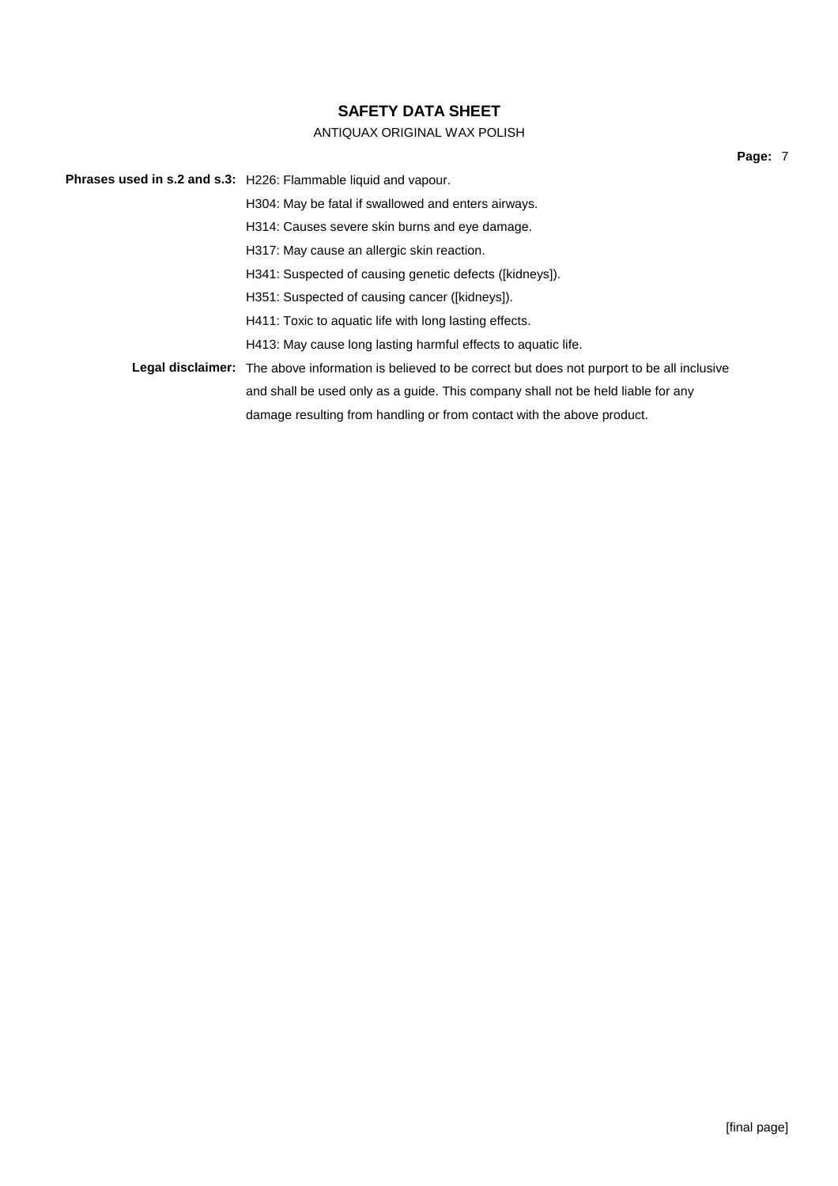**Phrases used in s.2 and s.3:** H226: Flammable liquid and vapour.

H304: May be fatal if swallowed and enters airways.

H314: Causes severe skin burns and eye damage.

H317: May cause an allergic skin reaction.

H341: Suspected of causing genetic defects ([kidneys]).

H351: Suspected of causing cancer ([kidneys]).

H411: Toxic to aquatic life with long lasting effects.

H413: May cause long lasting harmful effects to aquatic life.

**Legal disclaimer:** The above information is believed to be correct but does not purport to be all inclusive and shall be used only as a guide. This company shall not be held liable for any damage resulting from handling or from contact with the above product.

[final page]